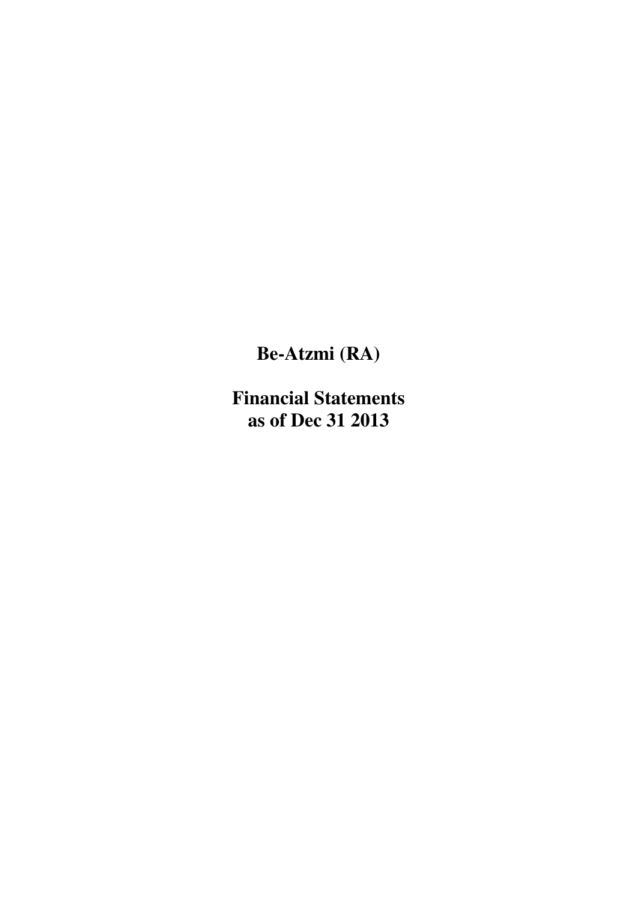# Be-Atzmi (RA)

# Financial Statements
# as of Dec 31 2013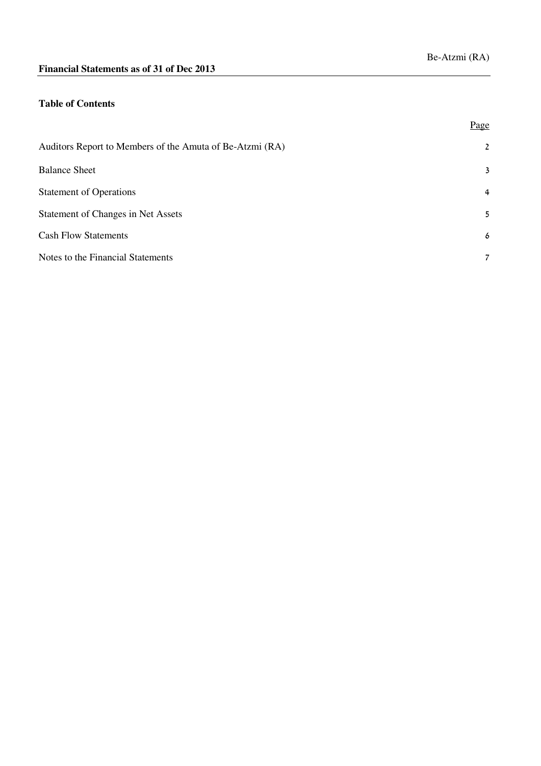Be-Atzmi (RA)

**Financial Statements as of 31 of Dec 2013**

**Table of Contents**

| | Page |
|---|---|
| Auditors Report to Members of the Amuta of Be-Atzmi (RA) | 2 |
| Balance Sheet | 3 |
| Statement of Operations | 4 |
| Statement of Changes in Net Assets | 5 |
| Cash Flow Statements | 6 |
| Notes to the Financial Statements | 7 |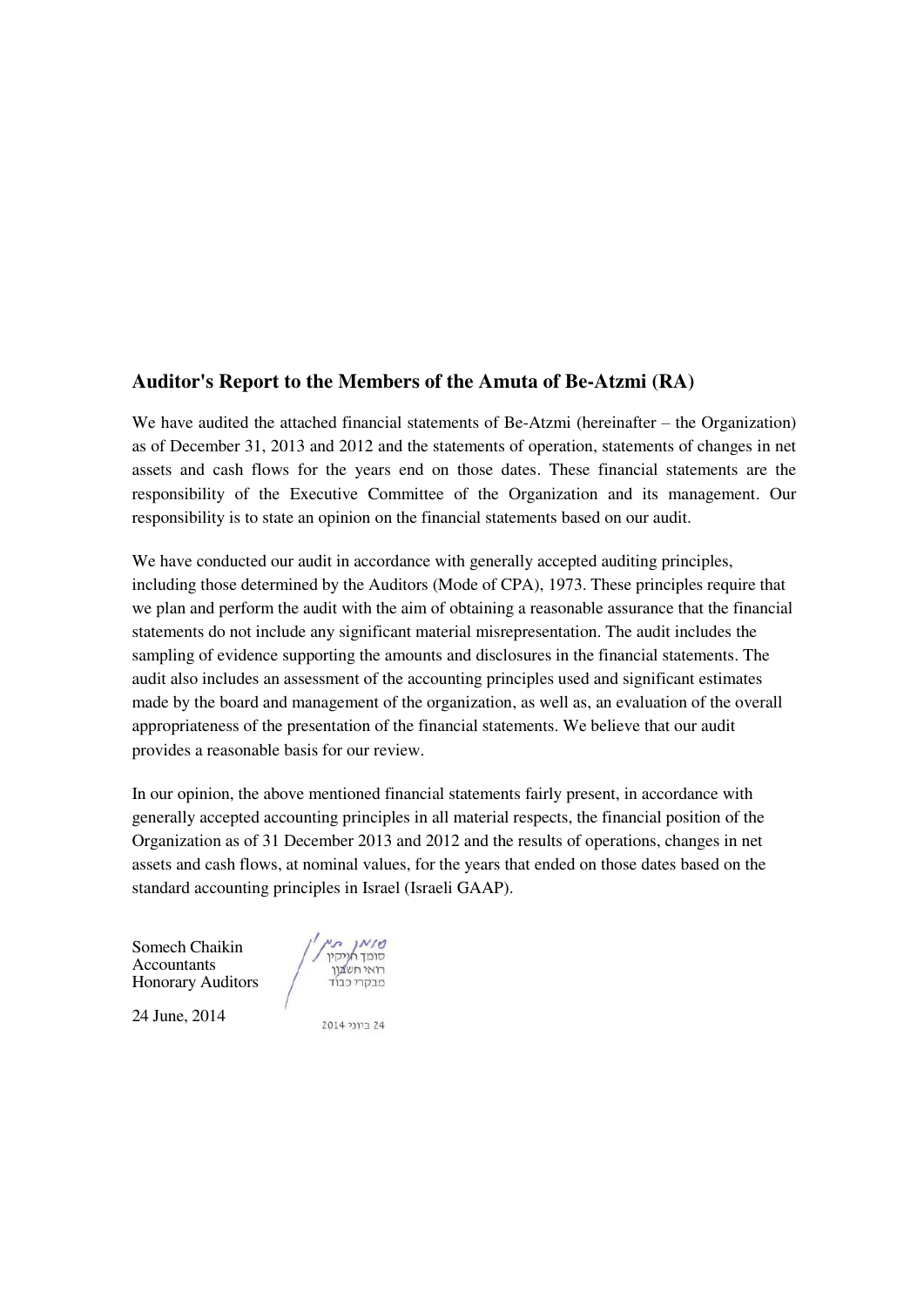## Auditor's Report to the Members of the Amuta of Be-Atzmi (RA)

We have audited the attached financial statements of Be-Atzmi (hereinafter – the Organization) as of December 31, 2013 and 2012 and the statements of operation, statements of changes in net assets and cash flows for the years end on those dates. These financial statements are the responsibility of the Executive Committee of the Organization and its management. Our responsibility is to state an opinion on the financial statements based on our audit.

We have conducted our audit in accordance with generally accepted auditing principles, including those determined by the Auditors (Mode of CPA), 1973. These principles require that we plan and perform the audit with the aim of obtaining a reasonable assurance that the financial statements do not include any significant material misrepresentation. The audit includes the sampling of evidence supporting the amounts and disclosures in the financial statements. The audit also includes an assessment of the accounting principles used and significant estimates made by the board and management of the organization, as well as, an evaluation of the overall appropriateness of the presentation of the financial statements. We believe that our audit provides a reasonable basis for our review.

In our opinion, the above mentioned financial statements fairly present, in accordance with generally accepted accounting principles in all material respects, the financial position of the Organization as of 31 December 2013 and 2012 and the results of operations, changes in net assets and cash flows, at nominal values, for the years that ended on those dates based on the standard accounting principles in Israel (Israeli GAAP).

Somech Chaikin
Accountants
Honorary Auditors

סומך חייקין
רואי חשבון
מבקרי כבוד

24 June, 2014

24 ביוני 2014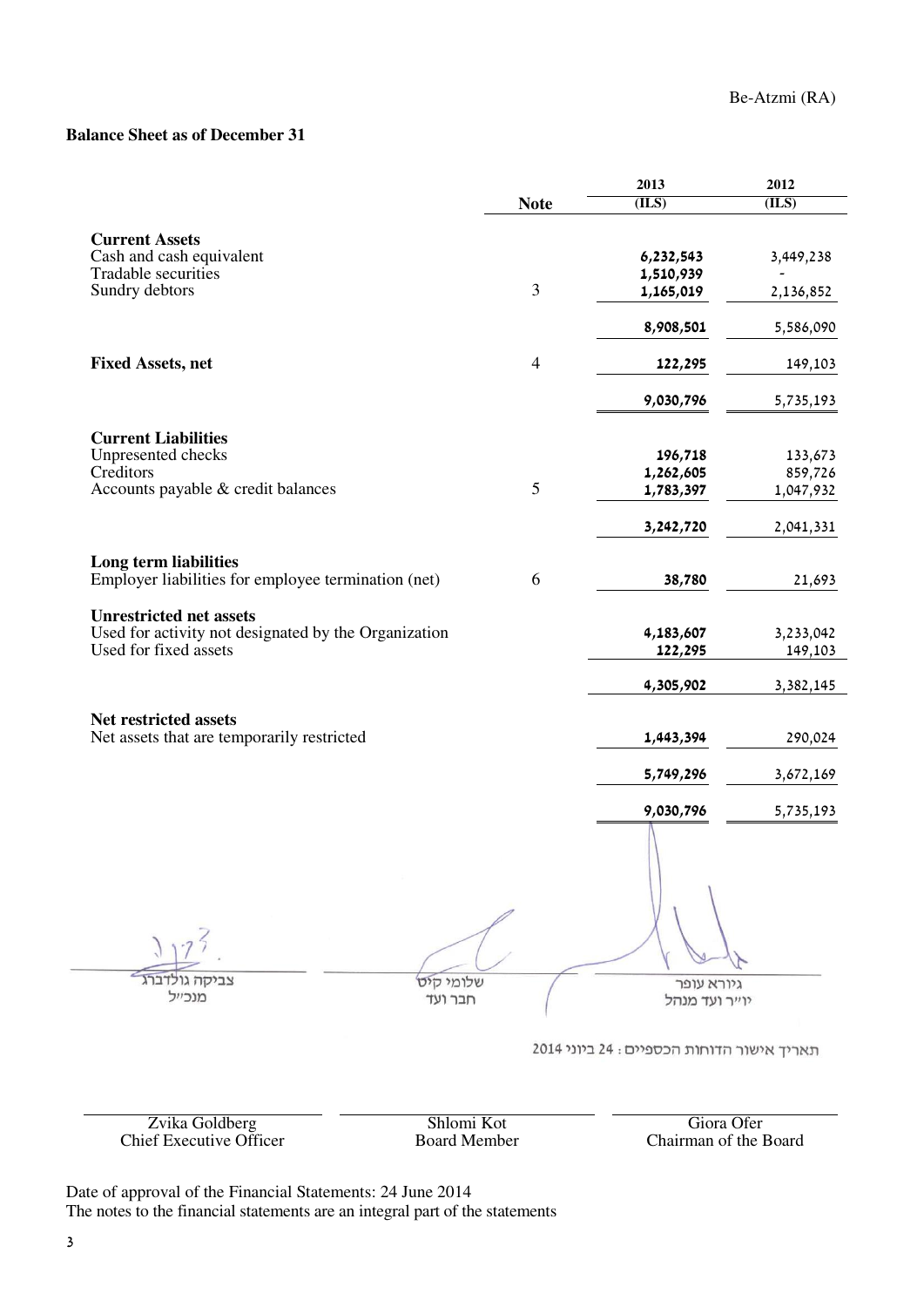## Balance Sheet as of December 31

| | Note | 2013 (ILS) | 2012 (ILS) |
|---|---|---|---|
| **Current Assets** | | | |
| Cash and cash equivalent | | **6,232,543** | 3,449,238 |
| Tradable securities | | **1,510,939** | - |
| Sundry debtors | 3 | **1,165,019** | 2,136,852 |
| | | **8,908,501** | 5,586,090 |
| **Fixed Assets, net** | 4 | **122,295** | 149,103 |
| | | **9,030,796** | 5,735,193 |
| **Current Liabilities** | | | |
| Unpresented checks | | **196,718** | 133,673 |
| Creditors | | **1,262,605** | 859,726 |
| Accounts payable & credit balances | 5 | **1,783,397** | 1,047,932 |
| | | **3,242,720** | 2,041,331 |
| **Long term liabilities** | | | |
| Employer liabilities for employee termination (net) | 6 | **38,780** | 21,693 |
| **Unrestricted net assets** | | | |
| Used for activity not designated by the Organization | | **4,183,607** | 3,233,042 |
| Used for fixed assets | | **122,295** | 149,103 |
| | | **4,305,902** | 3,382,145 |
| **Net restricted assets** | | | |
| Net assets that are temporarily restricted | | **1,443,394** | 290,024 |
| | | **5,749,296** | 3,672,169 |
| | | **9,030,796** | 5,735,193 |

צביקה גולדברג
מנכ"ל

שלומי קיט
חבר ועד

גיורא עופר
יו"ר ועד מנהל

תאריך אישור הדוחות הכספיים: 24 ביוני 2014

| Zvika Goldberg | Shlomi Kot | Giora Ofer |
|---|---|---|
| Chief Executive Officer | Board Member | Chairman of the Board |

Date of approval of the Financial Statements: 24 June 2014

The notes to the financial statements are an integral part of the statements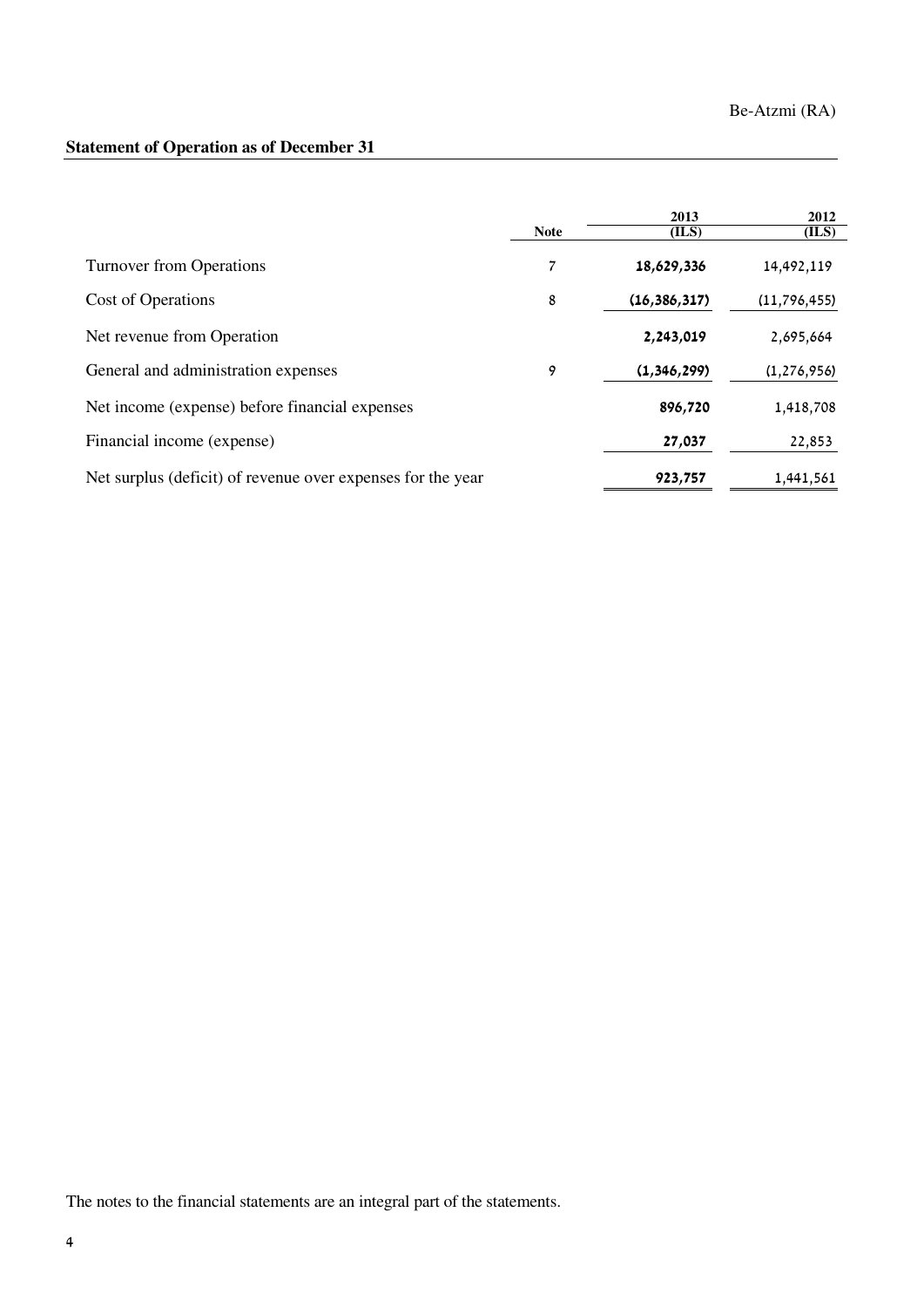## Statement of Operation as of December 31

| | Note | 2013 (ILS) | 2012 (ILS) |
|---|---|---|---|
| Turnover from Operations | 7 | **18,629,336** | 14,492,119 |
| Cost of Operations | 8 | **(16,386,317)** | (11,796,455) |
| Net revenue from Operation | | **2,243,019** | 2,695,664 |
| General and administration expenses | 9 | **(1,346,299)** | (1,276,956) |
| Net income (expense) before financial expenses | | **896,720** | 1,418,708 |
| Financial income (expense) | | **27,037** | 22,853 |
| Net surplus (deficit) of revenue over expenses for the year | | **923,757** | 1,441,561 |

The notes to the financial statements are an integral part of the statements.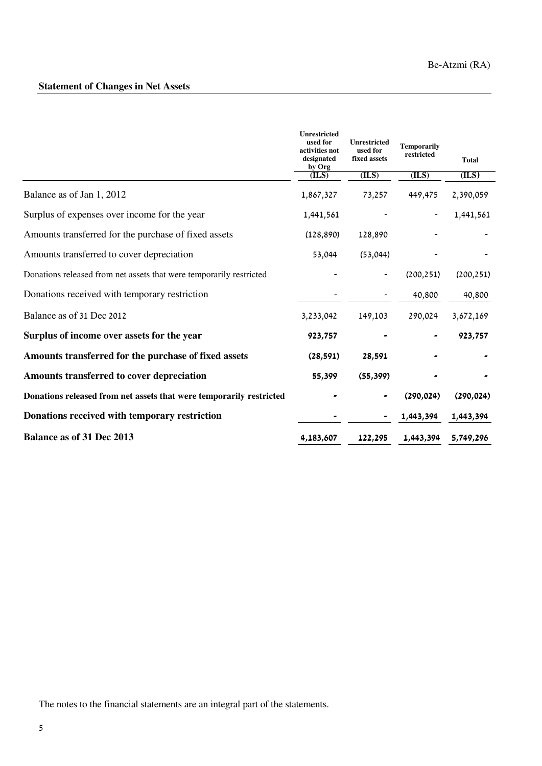## Statement of Changes in Net Assets

| | Unrestricted used for activities not designated by Org (ILS) | Unrestricted used for fixed assets (ILS) | Temporarily restricted (ILS) | Total (ILS) |
|---|---|---|---|---|
| Balance as of Jan 1, 2012 | 1,867,327 | 73,257 | 449,475 | 2,390,059 |
| Surplus of expenses over income for the year | 1,441,561 | - | - | 1,441,561 |
| Amounts transferred for the purchase of fixed assets | (128,890) | 128,890 | - | - |
| Amounts transferred to cover depreciation | 53,044 | (53,044) | - | - |
| Donations released from net assets that were temporarily restricted | - | - | (200,251) | (200,251) |
| Donations received with temporary restriction | - | - | 40,800 | 40,800 |
| Balance as of 31 Dec 2012 | 3,233,042 | 149,103 | 290,024 | 3,672,169 |
| **Surplus of income over assets for the year** | **923,757** | **-** | **-** | **923,757** |
| **Amounts transferred for the purchase of fixed assets** | **(28,591)** | **28,591** | **-** | **-** |
| **Amounts transferred to cover depreciation** | **55,399** | **(55,399)** | **-** | **-** |
| **Donations released from net assets that were temporarily restricted** | **-** | **-** | **(290,024)** | **(290,024)** |
| **Donations received with temporary restriction** | **-** | **-** | **1,443,394** | **1,443,394** |
| **Balance as of 31 Dec 2013** | **4,183,607** | **122,295** | **1,443,394** | **5,749,296** |

The notes to the financial statements are an integral part of the statements.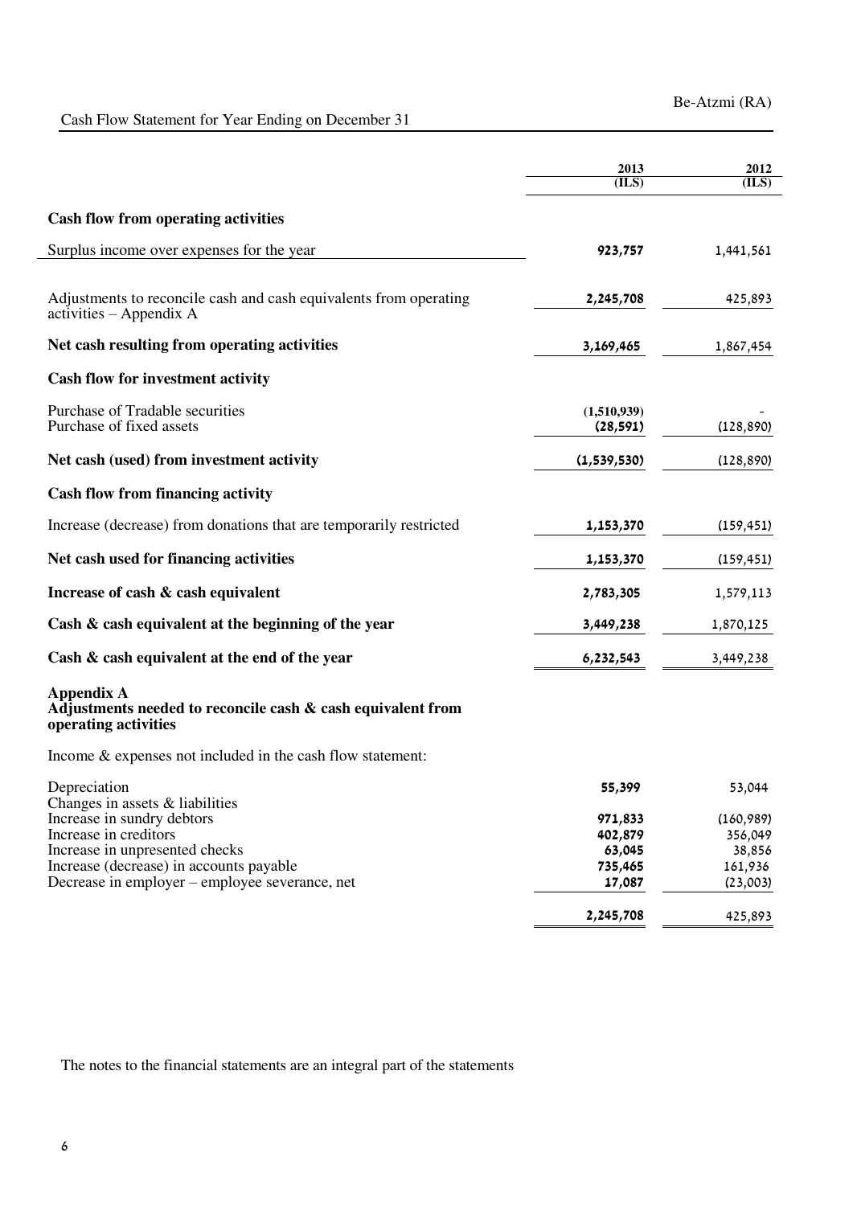Be-Atzmi (RA)

## Cash Flow Statement for Year Ending on December 31

| | 2013 (ILS) | 2012 (ILS) |
|---|---|---|
| **Cash flow from operating activities** | | |
| Surplus income over expenses for the year | 923,757 | 1,441,561 |
| Adjustments to reconcile cash and cash equivalents from operating activities – Appendix A | 2,245,708 | 425,893 |
| **Net cash resulting from operating activities** | 3,169,465 | 1,867,454 |
| **Cash flow for investment activity** | | |
| Purchase of Tradable securities | (1,510,939) | - |
| Purchase of fixed assets | (28,591) | (128,890) |
| **Net cash (used) from investment activity** | (1,539,530) | (128,890) |
| **Cash flow from financing activity** | | |
| Increase (decrease) from donations that are temporarily restricted | 1,153,370 | (159,451) |
| **Net cash used for financing activities** | 1,153,370 | (159,451) |
| **Increase of cash & cash equivalent** | 2,783,305 | 1,579,113 |
| **Cash & cash equivalent at the beginning of the year** | 3,449,238 | 1,870,125 |
| **Cash & cash equivalent at the end of the year** | 6,232,543 | 3,449,238 |

**Appendix A**
**Adjustments needed to reconcile cash & cash equivalent from operating activities**

Income & expenses not included in the cash flow statement:

| | 2013 (ILS) | 2012 (ILS) |
|---|---|---|
| Depreciation | 55,399 | 53,044 |
| Changes in assets & liabilities | | |
| Increase in sundry debtors | 971,833 | (160,989) |
| Increase in creditors | 402,879 | 356,049 |
| Increase in unpresented checks | 63,045 | 38,856 |
| Increase (decrease) in accounts payable | 735,465 | 161,936 |
| Decrease in employer – employee severance, net | 17,087 | (23,003) |
| | 2,245,708 | 425,893 |

The notes to the financial statements are an integral part of the statements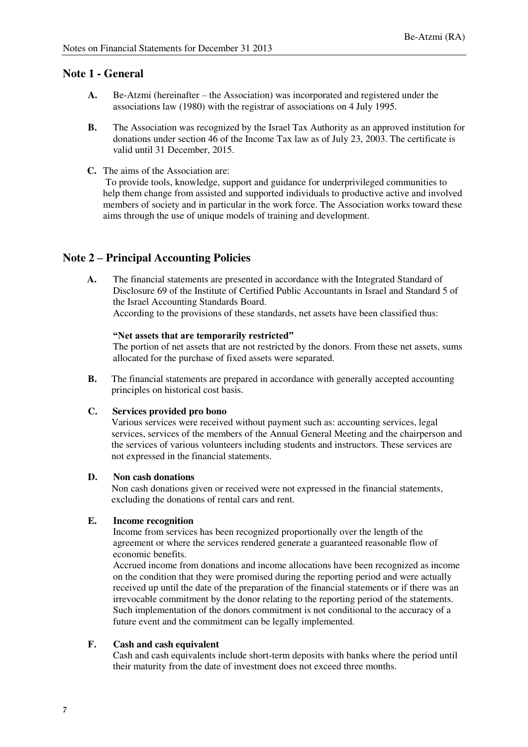## Note 1 - General

**A.** Be-Atzmi (hereinafter – the Association) was incorporated and registered under the associations law (1980) with the registrar of associations on 4 July 1995.

**B.** The Association was recognized by the Israel Tax Authority as an approved institution for donations under section 46 of the Income Tax law as of July 23, 2003. The certificate is valid until 31 December, 2015.

**C.** The aims of the Association are:
To provide tools, knowledge, support and guidance for underprivileged communities to help them change from assisted and supported individuals to productive active and involved members of society and in particular in the work force. The Association works toward these aims through the use of unique models of training and development.

## Note 2 – Principal Accounting Policies

**A.** The financial statements are presented in accordance with the Integrated Standard of Disclosure 69 of the Institute of Certified Public Accountants in Israel and Standard 5 of the Israel Accounting Standards Board.
According to the provisions of these standards, net assets have been classified thus:

**"Net assets that are temporarily restricted"**
The portion of net assets that are not restricted by the donors. From these net assets, sums allocated for the purchase of fixed assets were separated.

**B.** The financial statements are prepared in accordance with generally accepted accounting principles on historical cost basis.

**C. Services provided pro bono**
Various services were received without payment such as: accounting services, legal services, services of the members of the Annual General Meeting and the chairperson and the services of various volunteers including students and instructors. These services are not expressed in the financial statements.

**D. Non cash donations**
Non cash donations given or received were not expressed in the financial statements, excluding the donations of rental cars and rent.

**E. Income recognition**
Income from services has been recognized proportionally over the length of the agreement or where the services rendered generate a guaranteed reasonable flow of economic benefits.
Accrued income from donations and income allocations have been recognized as income on the condition that they were promised during the reporting period and were actually received up until the date of the preparation of the financial statements or if there was an irrevocable commitment by the donor relating to the reporting period of the statements. Such implementation of the donors commitment is not conditional to the accuracy of a future event and the commitment can be legally implemented.

**F. Cash and cash equivalent**
Cash and cash equivalents include short-term deposits with banks where the period until their maturity from the date of investment does not exceed three months.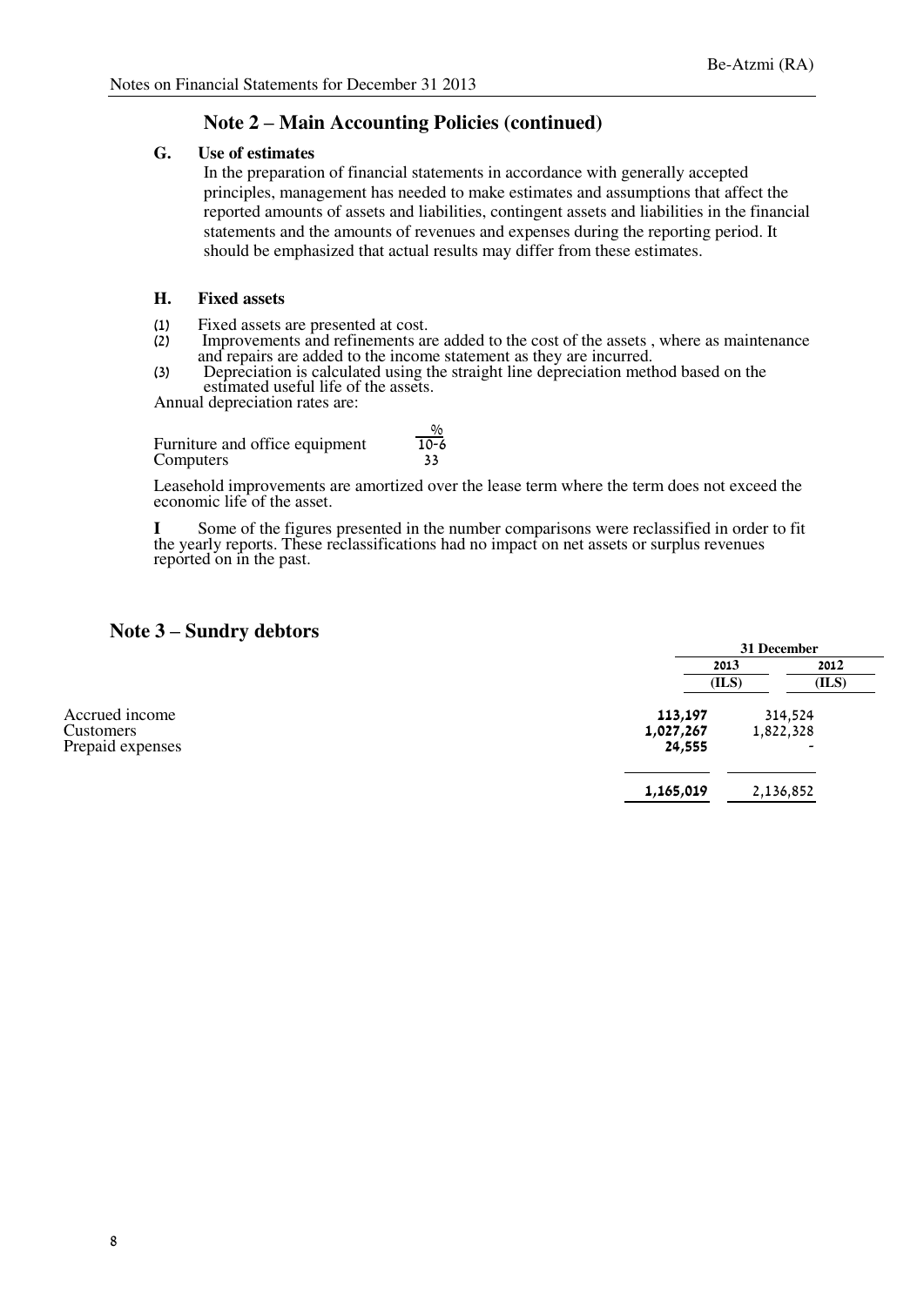## Note 2 – Main Accounting Policies (continued)

### G. Use of estimates

In the preparation of financial statements in accordance with generally accepted principles, management has needed to make estimates and assumptions that affect the reported amounts of assets and liabilities, contingent assets and liabilities in the financial statements and the amounts of revenues and expenses during the reporting period. It should be emphasized that actual results may differ from these estimates.

### H. Fixed assets

(1) Fixed assets are presented at cost.
(2) Improvements and refinements are added to the cost of the assets , where as maintenance and repairs are added to the income statement as they are incurred.
(3) Depreciation is calculated using the straight line depreciation method based on the estimated useful life of the assets.

Annual depreciation rates are:

| | % |
|---|---|
| Furniture and office equipment | 10-6 |
| Computers | 33 |

Leasehold improvements are amortized over the lease term where the term does not exceed the economic life of the asset.

**I** Some of the figures presented in the number comparisons were reclassified in order to fit the yearly reports. These reclassifications had no impact on net assets or surplus revenues reported on in the past.

## Note 3 – Sundry debtors

| | 31 December | |
|---|---|---|
| | 2013 | 2012 |
| | (ILS) | (ILS) |
| Accrued income | 113,197 | 314,524 |
| Customers | 1,027,267 | 1,822,328 |
| Prepaid expenses | 24,555 | - |
| | 1,165,019 | 2,136,852 |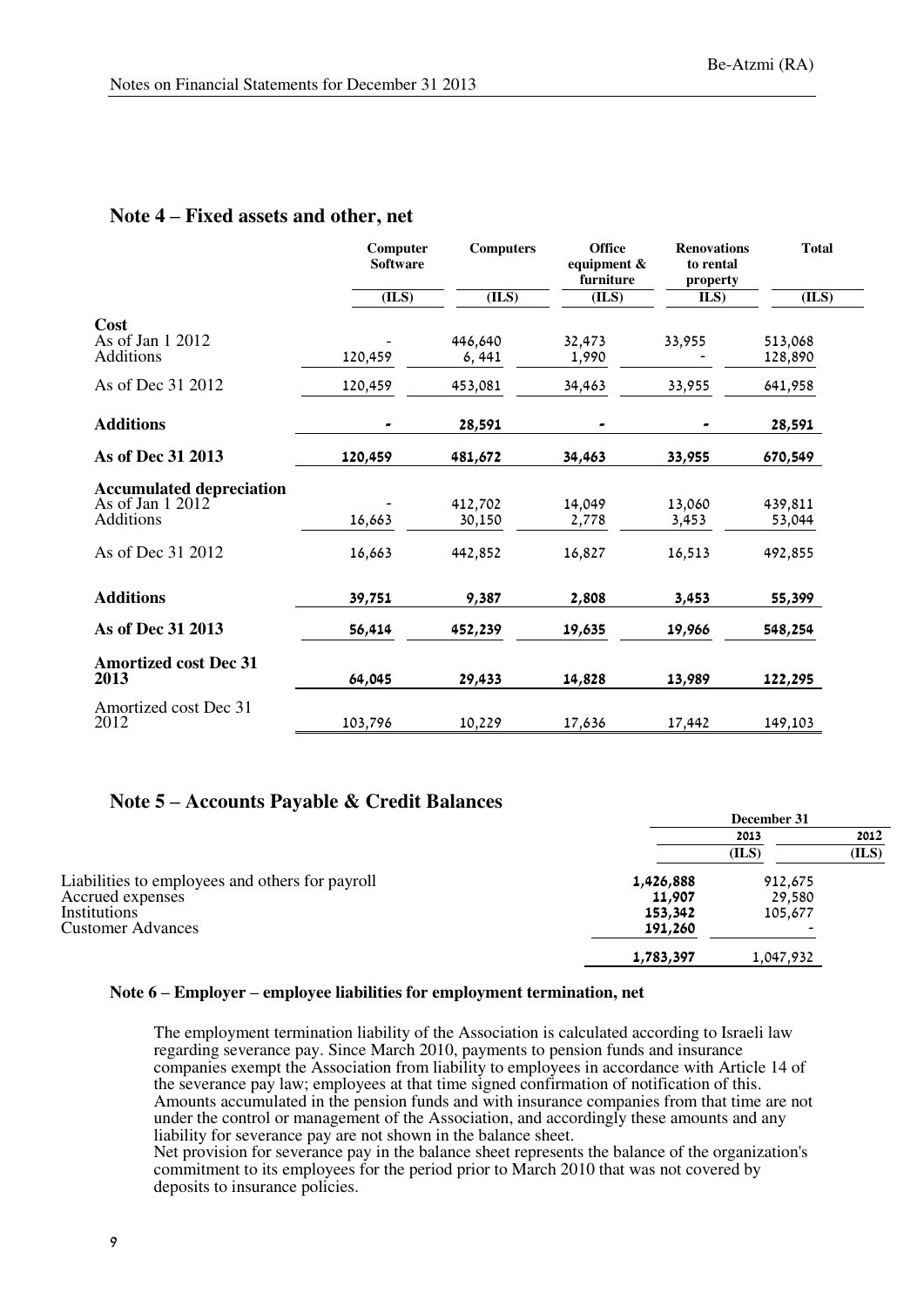## Note 4 – Fixed assets and other, net

| | Computer Software | Computers | Office equipment & furniture | Renovations to rental property | Total |
|---|---|---|---|---|---|
| | (ILS) | (ILS) | (ILS) | ILS) | (ILS) |
| **Cost** | | | | | |
| As of Jan 1 2012 | - | 446,640 | 32,473 | 33,955 | 513,068 |
| Additions | 120,459 | 6, 441 | 1,990 | - | 128,890 |
| As of Dec 31 2012 | 120,459 | 453,081 | 34,463 | 33,955 | 641,958 |
| **Additions** | **-** | **28,591** | **-** | **-** | **28,591** |
| **As of Dec 31 2013** | **120,459** | **481,672** | **34,463** | **33,955** | **670,549** |
| **Accumulated depreciation** | | | | | |
| As of Jan 1 2012 | - | 412,702 | 14,049 | 13,060 | 439,811 |
| Additions | 16,663 | 30,150 | 2,778 | 3,453 | 53,044 |
| As of Dec 31 2012 | 16,663 | 442,852 | 16,827 | 16,513 | 492,855 |
| **Additions** | **39,751** | **9,387** | **2,808** | **3,453** | **55,399** |
| **As of Dec 31 2013** | **56,414** | **452,239** | **19,635** | **19,966** | **548,254** |
| **Amortized cost Dec 31 2013** | **64,045** | **29,433** | **14,828** | **13,989** | **122,295** |
| Amortized cost Dec 31 2012 | 103,796 | 10,229 | 17,636 | 17,442 | 149,103 |

## Note 5 – Accounts Payable & Credit Balances

| | December 31 | |
|---|---|---|
| | 2013 | 2012 |
| | (ILS) | (ILS) |
| Liabilities to employees and others for payroll | **1,426,888** | 912,675 |
| Accrued expenses | **11,907** | 29,580 |
| Institutions | **153,342** | 105,677 |
| Customer Advances | **191,260** | - |
| | **1,783,397** | 1,047,932 |

#### Note 6 – Employer – employee liabilities for employment termination, net

The employment termination liability of the Association is calculated according to Israeli law regarding severance pay. Since March 2010, payments to pension funds and insurance companies exempt the Association from liability to employees in accordance with Article 14 of the severance pay law; employees at that time signed confirmation of notification of this. Amounts accumulated in the pension funds and with insurance companies from that time are not under the control or management of the Association, and accordingly these amounts and any liability for severance pay are not shown in the balance sheet.

Net provision for severance pay in the balance sheet represents the balance of the organization's commitment to its employees for the period prior to March 2010 that was not covered by deposits to insurance policies.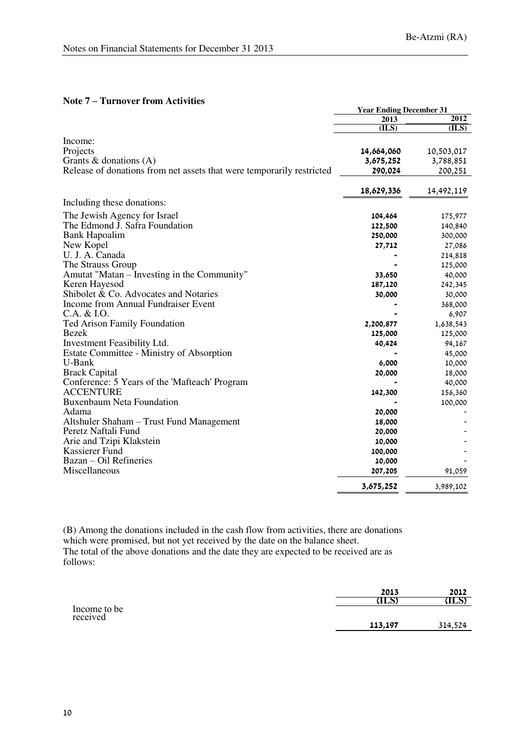## Note 7 – Turnover from Activities

| | Year Ending December 31 | |
|---|---|---|
| | 2013 | 2012 |
| | (ILS) | (ILS) |
| Income: | | |
| Projects | 14,664,060 | 10,503,017 |
| Grants & donations (A) | 3,675,252 | 3,788,851 |
| Release of donations from net assets that were temporarily restricted | 290,024 | 200,251 |
| | 18,629,336 | 14,492,119 |
| Including these donations: | | |
| The Jewish Agency for Israel | 104,464 | 175,977 |
| The Edmond J. Safra Foundation | 122,500 | 140,840 |
| Bank Hapoalim | 250,000 | 300,000 |
| New Kopel | 27,712 | 27,086 |
| U. J. A. Canada | - | 214,818 |
| The Strauss Group | - | 125,000 |
| Amutat "Matan – Investing in the Community" | 33,650 | 40,000 |
| Keren Hayesod | 187,120 | 242,345 |
| Shibolet & Co. Advocates and Notaries | 30,000 | 30,000 |
| Income from Annual Fundraiser Event | - | 368,000 |
| C.A. & I.O. | - | 6,907 |
| Ted Arison Family Foundation | 2,200,877 | 1,638,543 |
| Bezek | 125,000 | 125,000 |
| Investment Feasibility Ltd. | 40,424 | 94,167 |
| Estate Committee - Ministry of Absorption | - | 45,000 |
| U-Bank | 6,000 | 10,000 |
| Brack Capital | 20,000 | 18,000 |
| Conference: 5 Years of the 'Mafteach' Program | - | 40,000 |
| ACCENTURE | 142,300 | 156,360 |
| Buxenbaum Neta Foundation | - | 100,000 |
| Adama | 20,000 | - |
| Altshuler Shaham – Trust Fund Management | 18,000 | - |
| Peretz Naftali Fund | 20,000 | - |
| Arie and Tzipi Klakstein | 10,000 | - |
| Kassierer Fund | 100,000 | - |
| Bazan – Oil Refineries | 10,000 | - |
| Miscellaneous | 207,205 | 91,059 |
| | 3,675,252 | 3,989,102 |

(B) Among the donations included in the cash flow from activities, there are donations which were promised, but not yet received by the date on the balance sheet.
The total of the above donations and the date they are expected to be received are as follows:

| | 2013 | 2012 |
|---|---|---|
| | (ILS) | (ILS) |
| Income to be received | 113,197 | 314,524 |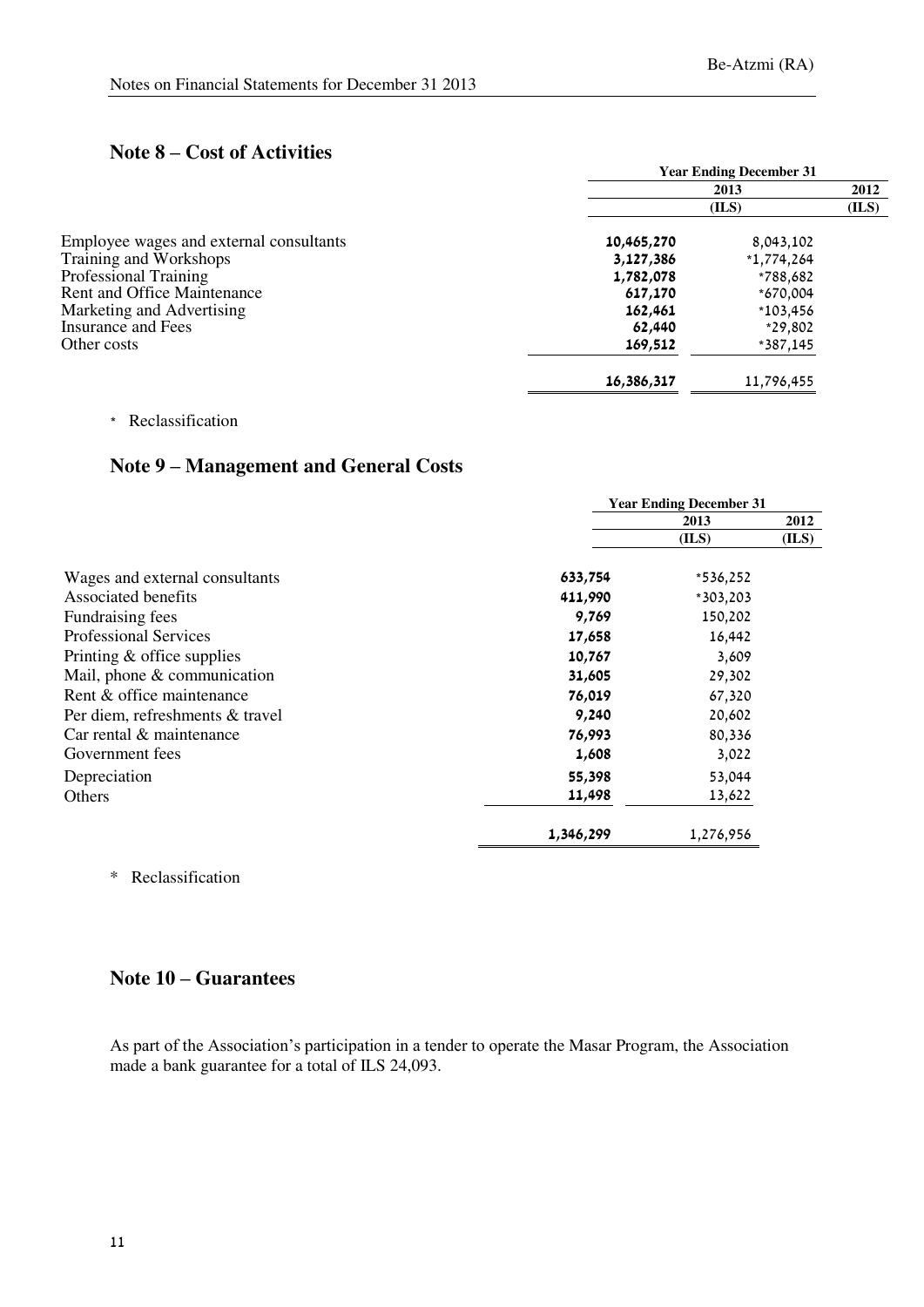## Note 8 – Cost of Activities

| | Year Ending December 31 2013 (ILS) | 2012 (ILS) |
|---|---|---|
| Employee wages and external consultants | 10,465,270 | 8,043,102 |
| Training and Workshops | 3,127,386 | *1,774,264 |
| Professional Training | 1,782,078 | *788,682 |
| Rent and Office Maintenance | 617,170 | *670,004 |
| Marketing and Advertising | 162,461 | *103,456 |
| Insurance and Fees | 62,440 | *29,802 |
| Other costs | 169,512 | *387,145 |
| | 16,386,317 | 11,796,455 |

\* Reclassification

## Note 9 – Management and General Costs

| | Year Ending December 31 2013 (ILS) | 2012 (ILS) |
|---|---|---|
| Wages and external consultants | 633,754 | *536,252 |
| Associated benefits | 411,990 | *303,203 |
| Fundraising fees | 9,769 | 150,202 |
| Professional Services | 17,658 | 16,442 |
| Printing & office supplies | 10,767 | 3,609 |
| Mail, phone & communication | 31,605 | 29,302 |
| Rent & office maintenance | 76,019 | 67,320 |
| Per diem, refreshments & travel | 9,240 | 20,602 |
| Car rental & maintenance | 76,993 | 80,336 |
| Government fees | 1,608 | 3,022 |
| Depreciation | 55,398 | 53,044 |
| Others | 11,498 | 13,622 |
| | 1,346,299 | 1,276,956 |

\* Reclassification

## Note 10 – Guarantees

As part of the Association's participation in a tender to operate the Masar Program, the Association made a bank guarantee for a total of ILS 24,093.